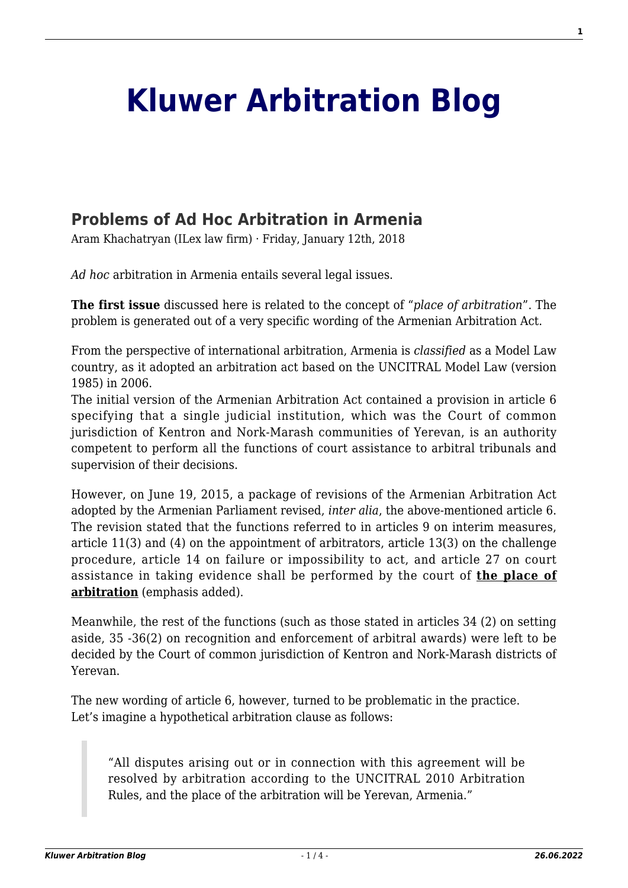# Kluwer Arbitration Blog

## Problems of Ad Hoc Arbitration in Armenia

Aram Khachatryan (ILex law firm) · Friday, January 12th, 2018

*Ad hoc* arbitration in Armenia entails several legal issues.

**The first issue** discussed here is related to the concept of "*place of arbitration*". The problem is generated out of a very specific wording of the Armenian Arbitration Act.

From the perspective of international arbitration, Armenia is *classified* as a Model Law country, as it adopted an arbitration act based on the UNCITRAL Model Law (version 1985) in 2006.

The initial version of the Armenian Arbitration Act contained a provision in article 6 specifying that a single judicial institution, which was the Court of common jurisdiction of Kentron and Nork-Marash communities of Yerevan, is an authority competent to perform all the functions of court assistance to arbitral tribunals and supervision of their decisions.

However, on June 19, 2015, a package of revisions of the Armenian Arbitration Act adopted by the Armenian Parliament revised, *inter alia*, the above-mentioned article 6. The revision stated that the functions referred to in articles 9 on interim measures, article 11(3) and (4) on the appointment of arbitrators, article 13(3) on the challenge procedure, article 14 on failure or impossibility to act, and article 27 on court assistance in taking evidence shall be performed by the court of **the place of arbitration** (emphasis added).

Meanwhile, the rest of the functions (such as those stated in articles 34 (2) on setting aside, 35 -36(2) on recognition and enforcement of arbitral awards) were left to be decided by the Court of common jurisdiction of Kentron and Nork-Marash districts of Yerevan.

The new wording of article 6, however, turned to be problematic in the practice.
Let's imagine a hypothetical arbitration clause as follows:

> "All disputes arising out or in connection with this agreement will be resolved by arbitration according to the UNCITRAL 2010 Arbitration Rules, and the place of the arbitration will be Yerevan, Armenia."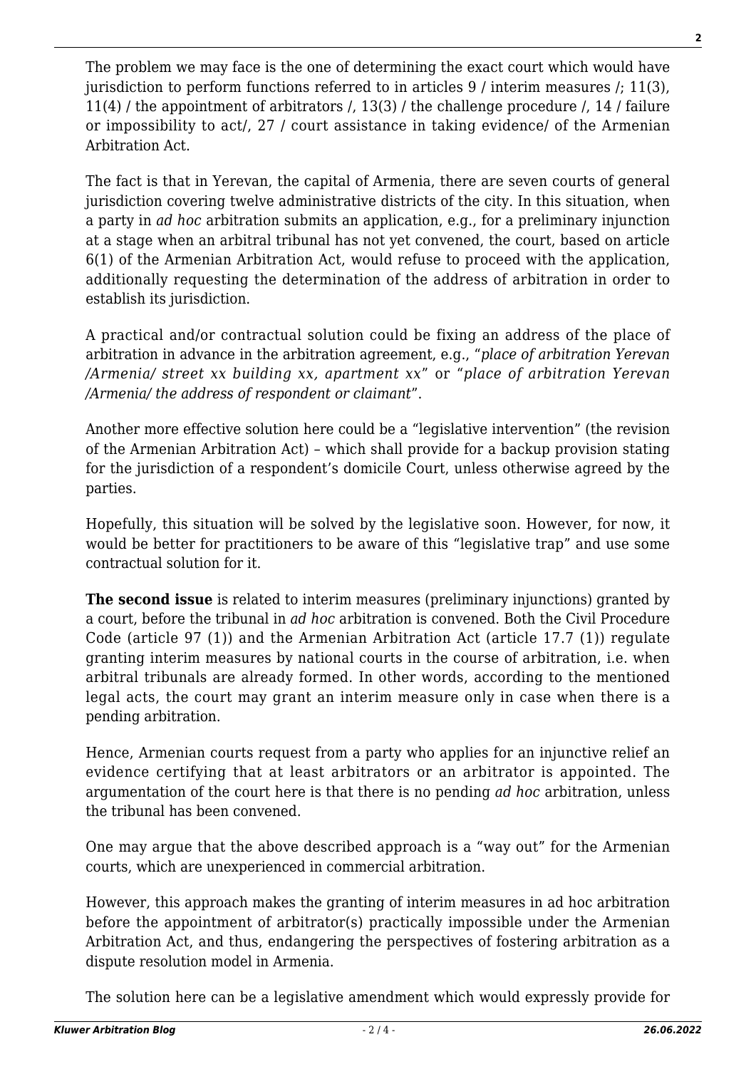The problem we may face is the one of determining the exact court which would have jurisdiction to perform functions referred to in articles 9 / interim measures /; 11(3), 11(4) / the appointment of arbitrators /, 13(3) / the challenge procedure /, 14 / failure or impossibility to act/, 27 / court assistance in taking evidence/ of the Armenian Arbitration Act.

The fact is that in Yerevan, the capital of Armenia, there are seven courts of general jurisdiction covering twelve administrative districts of the city. In this situation, when a party in *ad hoc* arbitration submits an application, e.g., for a preliminary injunction at a stage when an arbitral tribunal has not yet convened, the court, based on article 6(1) of the Armenian Arbitration Act, would refuse to proceed with the application, additionally requesting the determination of the address of arbitration in order to establish its jurisdiction.

A practical and/or contractual solution could be fixing an address of the place of arbitration in advance in the arbitration agreement, e.g., "*place of arbitration Yerevan /Armenia/ street xx building xx, apartment xx*" or "*place of arbitration Yerevan /Armenia/ the address of respondent or claimant*".

Another more effective solution here could be a "legislative intervention" (the revision of the Armenian Arbitration Act) – which shall provide for a backup provision stating for the jurisdiction of a respondent's domicile Court, unless otherwise agreed by the parties.

Hopefully, this situation will be solved by the legislative soon. However, for now, it would be better for practitioners to be aware of this "legislative trap" and use some contractual solution for it.

**The second issue** is related to interim measures (preliminary injunctions) granted by a court, before the tribunal in *ad hoc* arbitration is convened. Both the Civil Procedure Code (article 97 (1)) and the Armenian Arbitration Act (article 17.7 (1)) regulate granting interim measures by national courts in the course of arbitration, i.e. when arbitral tribunals are already formed. In other words, according to the mentioned legal acts, the court may grant an interim measure only in case when there is a pending arbitration.

Hence, Armenian courts request from a party who applies for an injunctive relief an evidence certifying that at least arbitrators or an arbitrator is appointed. The argumentation of the court here is that there is no pending *ad hoc* arbitration, unless the tribunal has been convened.

One may argue that the above described approach is a "way out" for the Armenian courts, which are unexperienced in commercial arbitration.

However, this approach makes the granting of interim measures in ad hoc arbitration before the appointment of arbitrator(s) practically impossible under the Armenian Arbitration Act, and thus, endangering the perspectives of fostering arbitration as a dispute resolution model in Armenia.

The solution here can be a legislative amendment which would expressly provide for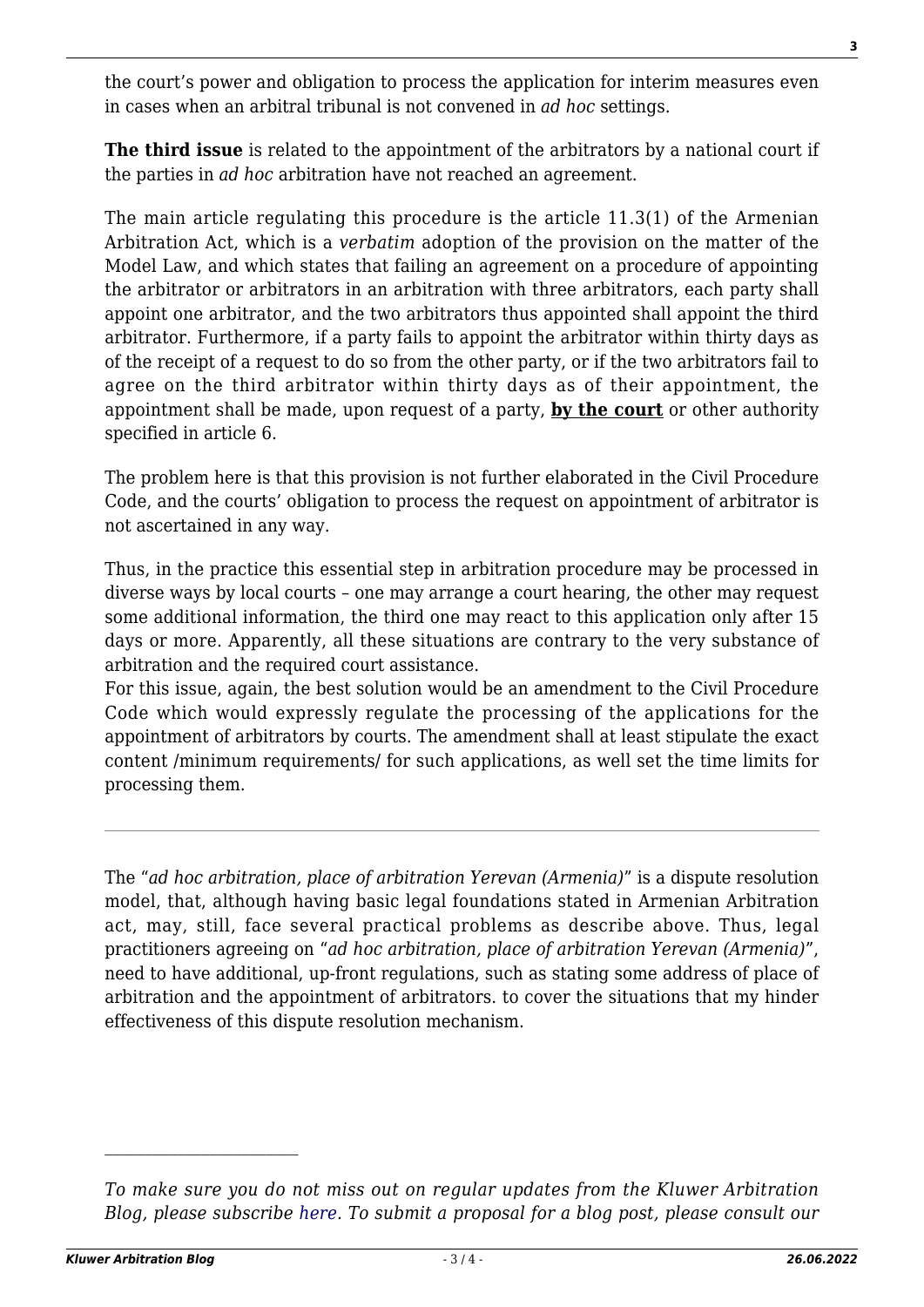the court's power and obligation to process the application for interim measures even in cases when an arbitral tribunal is not convened in *ad hoc* settings.

**The third issue** is related to the appointment of the arbitrators by a national court if the parties in *ad hoc* arbitration have not reached an agreement.

The main article regulating this procedure is the article 11.3(1) of the Armenian Arbitration Act, which is a *verbatim* adoption of the provision on the matter of the Model Law, and which states that failing an agreement on a procedure of appointing the arbitrator or arbitrators in an arbitration with three arbitrators, each party shall appoint one arbitrator, and the two arbitrators thus appointed shall appoint the third arbitrator. Furthermore, if a party fails to appoint the arbitrator within thirty days as of the receipt of a request to do so from the other party, or if the two arbitrators fail to agree on the third arbitrator within thirty days as of their appointment, the appointment shall be made, upon request of a party, **by the court** or other authority specified in article 6.

The problem here is that this provision is not further elaborated in the Civil Procedure Code, and the courts' obligation to process the request on appointment of arbitrator is not ascertained in any way.

Thus, in the practice this essential step in arbitration procedure may be processed in diverse ways by local courts – one may arrange a court hearing, the other may request some additional information, the third one may react to this application only after 15 days or more. Apparently, all these situations are contrary to the very substance of arbitration and the required court assistance.
For this issue, again, the best solution would be an amendment to the Civil Procedure Code which would expressly regulate the processing of the applications for the appointment of arbitrators by courts. The amendment shall at least stipulate the exact content /minimum requirements/ for such applications, as well set the time limits for processing them.

---

The "*ad hoc arbitration, place of arbitration Yerevan (Armenia)*" is a dispute resolution model, that, although having basic legal foundations stated in Armenian Arbitration act, may, still, face several practical problems as describe above. Thus, legal practitioners agreeing on "*ad hoc arbitration, place of arbitration Yerevan (Armenia)*", need to have additional, up-front regulations, such as stating some address of place of arbitration and the appointment of arbitrators. to cover the situations that my hinder effectiveness of this dispute resolution mechanism.

---

*To make sure you do not miss out on regular updates from the Kluwer Arbitration Blog, please subscribe here. To submit a proposal for a blog post, please consult our*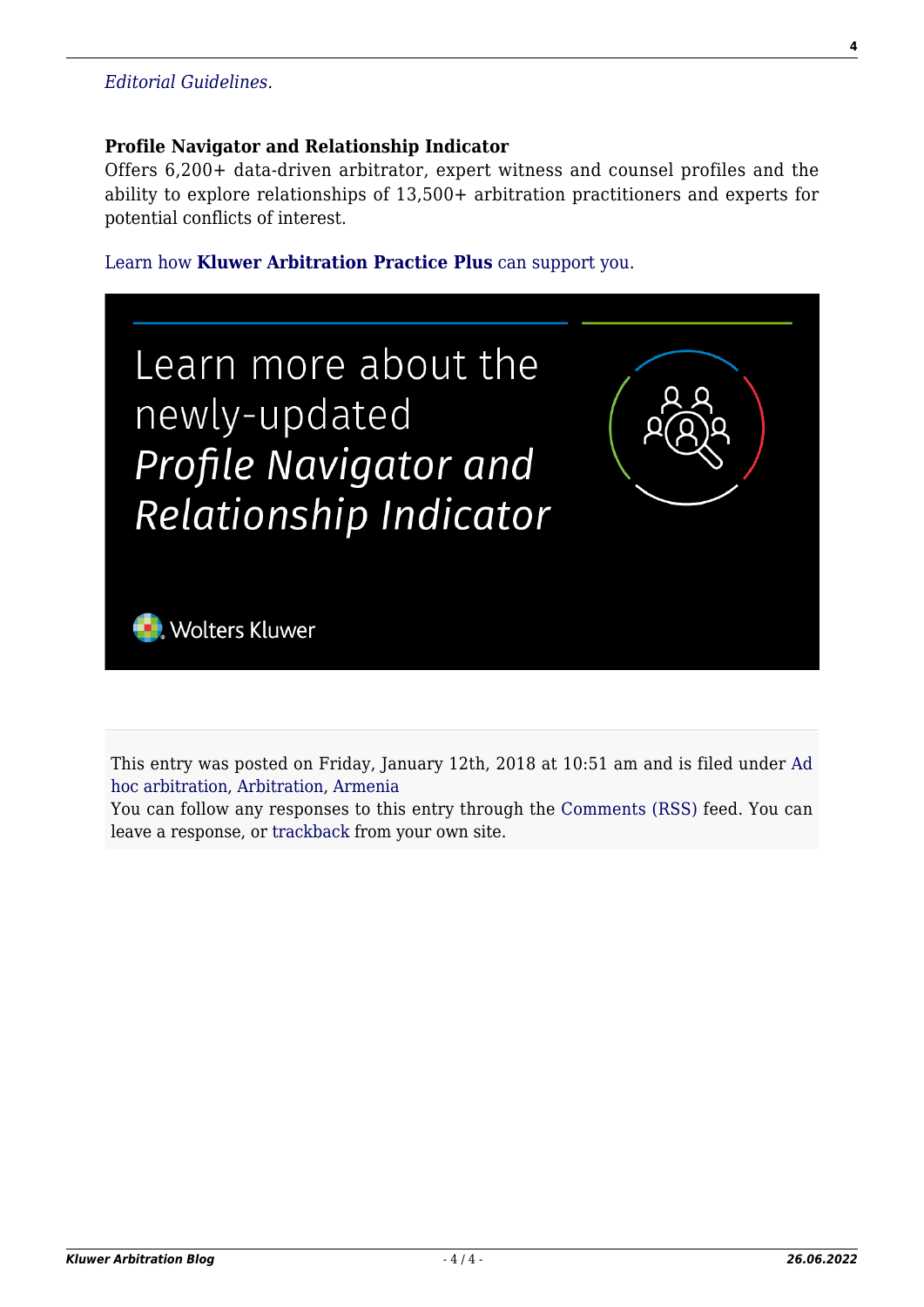*Editorial Guidelines.*

**Profile Navigator and Relationship Indicator**
Offers 6,200+ data-driven arbitrator, expert witness and counsel profiles and the ability to explore relationships of 13,500+ arbitration practitioners and experts for potential conflicts of interest.

Learn how **Kluwer Arbitration Practice Plus** can support you.

This entry was posted on Friday, January 12th, 2018 at 10:51 am and is filed under Ad hoc arbitration, Arbitration, Armenia
You can follow any responses to this entry through the Comments (RSS) feed. You can leave a response, or trackback from your own site.